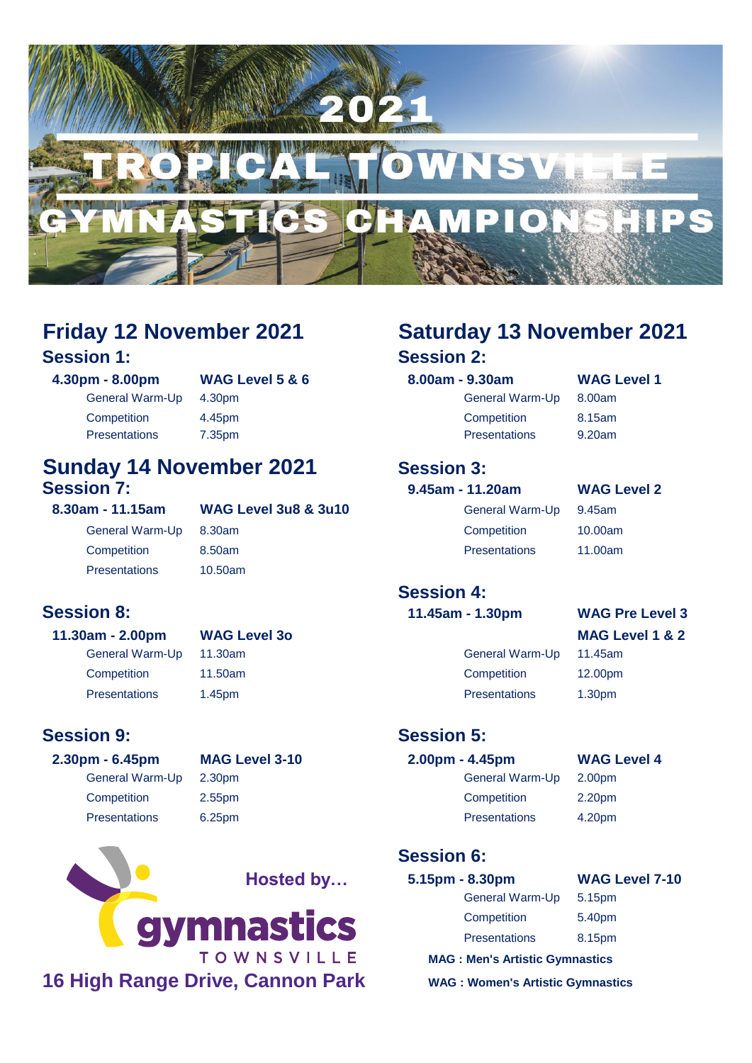# 2021 TROPICAL TOWNSVILLE GYMNASTICS CHAMPIONSHIPS

## Friday 12 November 2021

### Session 1:

**4.30pm - 8.00pm** **WAG Level 5 & 6**

| | |
|---|---|
| General Warm-Up | 4.30pm |
| Competition | 4.45pm |
| Presentations | 7.35pm |

## Saturday 13 November 2021

### Session 2:

**8.00am - 9.30am** **WAG Level 1**

| | |
|---|---|
| General Warm-Up | 8.00am |
| Competition | 8.15am |
| Presentations | 9.20am |

### Session 3:

**9.45am - 11.20am** **WAG Level 2**

| | |
|---|---|
| General Warm-Up | 9.45am |
| Competition | 10.00am |
| Presentations | 11.00am |

### Session 4:

**11.45am - 1.30pm** **WAG Pre Level 3**
**MAG Level 1 & 2**

| | |
|---|---|
| General Warm-Up | 11.45am |
| Competition | 12.00pm |
| Presentations | 1.30pm |

### Session 5:

**2.00pm - 4.45pm** **WAG Level 4**

| | |
|---|---|
| General Warm-Up | 2.00pm |
| Competition | 2.20pm |
| Presentations | 4.20pm |

### Session 6:

**5.15pm - 8.30pm** **WAG Level 7-10**

| | |
|---|---|
| General Warm-Up | 5.15pm |
| Competition | 5.40pm |
| Presentations | 8.15pm |

## Sunday 14 November 2021

### Session 7:

**8.30am - 11.15am** **WAG Level 3u8 & 3u10**

| | |
|---|---|
| General Warm-Up | 8.30am |
| Competition | 8.50am |
| Presentations | 10.50am |

### Session 8:

**11.30am - 2.00pm** **WAG Level 3o**

| | |
|---|---|
| General Warm-Up | 11.30am |
| Competition | 11.50am |
| Presentations | 1.45pm |

### Session 9:

**2.30pm - 6.45pm** **MAG Level 3-10**

| | |
|---|---|
| General Warm-Up | 2.30pm |
| Competition | 2.55pm |
| Presentations | 6.25pm |

**MAG : Men's Artistic Gymnastics**

**WAG : Women's Artistic Gymnastics**

**Hosted by…**

gymnastics TOWNSVILLE

**16 High Range Drive, Cannon Park**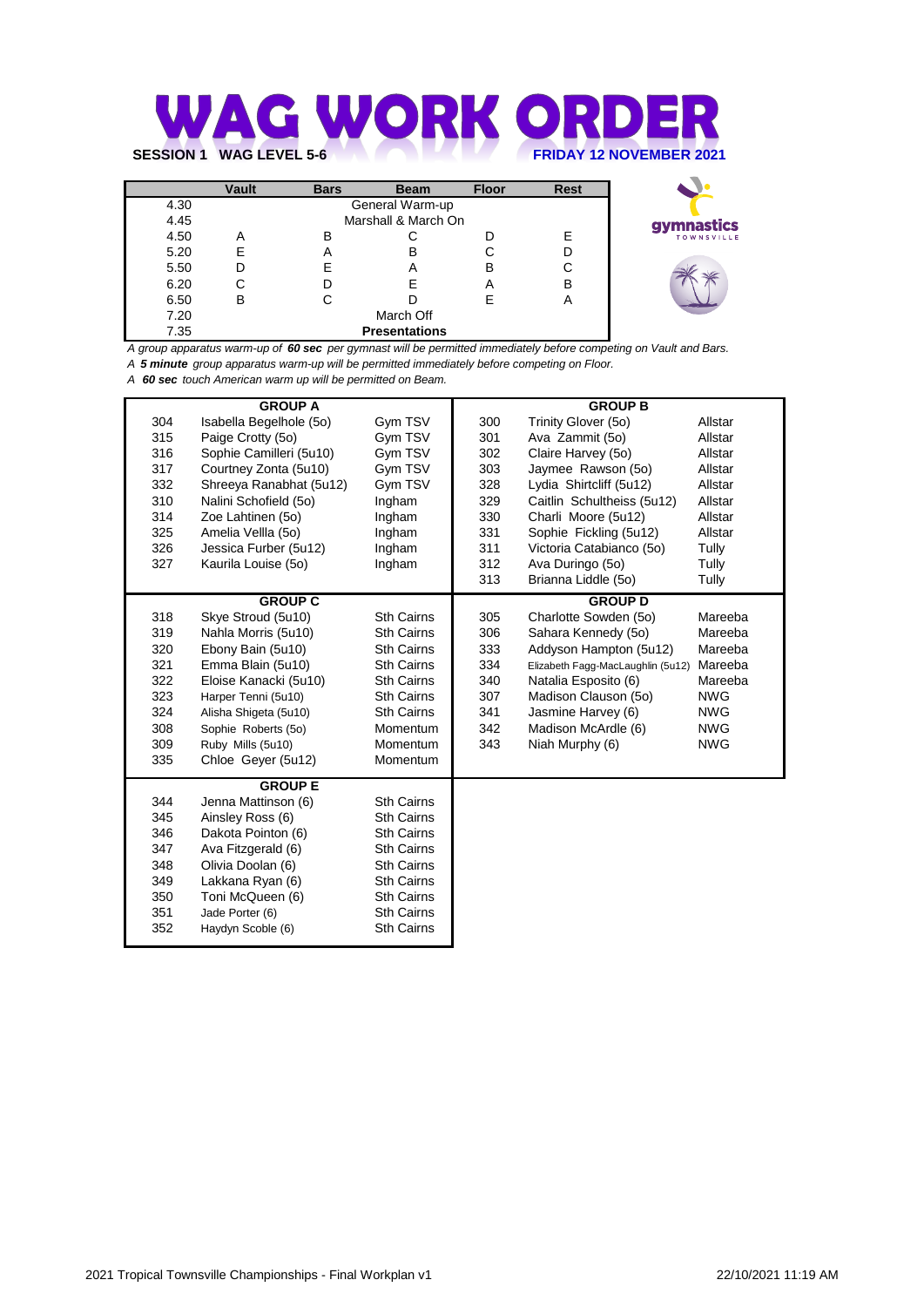# WAG WORK ORDER

**SESSION 1 WAG LEVEL 5-6** **FRIDAY 12 NOVEMBER 2021**

| | Vault | Bars | Beam | Floor | Rest |
|---|---|---|---|---|---|
| 4.30 | | | General Warm-up | | |
| 4.45 | | | Marshall & March On | | |
| 4.50 | A | B | C | D | E |
| 5.20 | E | A | B | C | D |
| 5.50 | D | E | A | B | C |
| 6.20 | C | D | E | A | B |
| 6.50 | B | C | D | E | A |
| 7.20 | | | March Off | | |
| 7.35 | | | **Presentations** | | |

*A group apparatus warm-up of **60 sec** per gymnast will be permitted immediately before competing on Vault and Bars.*

*A **5 minute** group apparatus warm-up will be permitted immediately before competing on Floor.*

*A **60 sec** touch American warm up will be permitted on Beam.*

| GROUP A | | | GROUP B | | |
|---|---|---|---|---|---|
| 304 | Isabella Begelhole (5o) | Gym TSV | 300 | Trinity Glover (5o) | Allstar |
| 315 | Paige Crotty (5o) | Gym TSV | 301 | Ava Zammit (5o) | Allstar |
| 316 | Sophie Camilleri (5u10) | Gym TSV | 302 | Claire Harvey (5o) | Allstar |
| 317 | Courtney Zonta (5u10) | Gym TSV | 303 | Jaymee Rawson (5o) | Allstar |
| 332 | Shreeya Ranabhat (5u12) | Gym TSV | 328 | Lydia Shirtcliff (5u12) | Allstar |
| 310 | Nalini Schofield (5o) | Ingham | 329 | Caitlin Schultheiss (5u12) | Allstar |
| 314 | Zoe Lahtinen (5o) | Ingham | 330 | Charli Moore (5u12) | Allstar |
| 325 | Amelia Vellla (5o) | Ingham | 331 | Sophie Fickling (5u12) | Allstar |
| 326 | Jessica Furber (5u12) | Ingham | 311 | Victoria Catabianco (5o) | Tully |
| 327 | Kaurila Louise (5o) | Ingham | 312 | Ava Duringo (5o) | Tully |
| | | | 313 | Brianna Liddle (5o) | Tully |

| GROUP C | | | GROUP D | | |
|---|---|---|---|---|---|
| 318 | Skye Stroud (5u10) | Sth Cairns | 305 | Charlotte Sowden (5o) | Mareeba |
| 319 | Nahla Morris (5u10) | Sth Cairns | 306 | Sahara Kennedy (5o) | Mareeba |
| 320 | Ebony Bain (5u10) | Sth Cairns | 333 | Addyson Hampton (5u12) | Mareeba |
| 321 | Emma Blain (5u10) | Sth Cairns | 334 | Elizabeth Fagg-MacLaughlin (5u12) | Mareeba |
| 322 | Eloise Kanacki (5u10) | Sth Cairns | 340 | Natalia Esposito (6) | Mareeba |
| 323 | Harper Tenni (5u10) | Sth Cairns | 307 | Madison Clauson (5o) | NWG |
| 324 | Alisha Shigeta (5u10) | Sth Cairns | 341 | Jasmine Harvey (6) | NWG |
| 308 | Sophie Roberts (5o) | Momentum | 342 | Madison McArdle (6) | NWG |
| 309 | Ruby Mills (5u10) | Momentum | 343 | Niah Murphy (6) | NWG |
| 335 | Chloe Geyer (5u12) | Momentum | | | |

| GROUP E | | |
|---|---|---|
| 344 | Jenna Mattinson (6) | Sth Cairns |
| 345 | Ainsley Ross (6) | Sth Cairns |
| 346 | Dakota Pointon (6) | Sth Cairns |
| 347 | Ava Fitzgerald (6) | Sth Cairns |
| 348 | Olivia Doolan (6) | Sth Cairns |
| 349 | Lakkana Ryan (6) | Sth Cairns |
| 350 | Toni McQueen (6) | Sth Cairns |
| 351 | Jade Porter (6) | Sth Cairns |
| 352 | Haydyn Scoble (6) | Sth Cairns |

2021 Tropical Townsville Championships - Final Workplan v1 22/10/2021 11:19 AM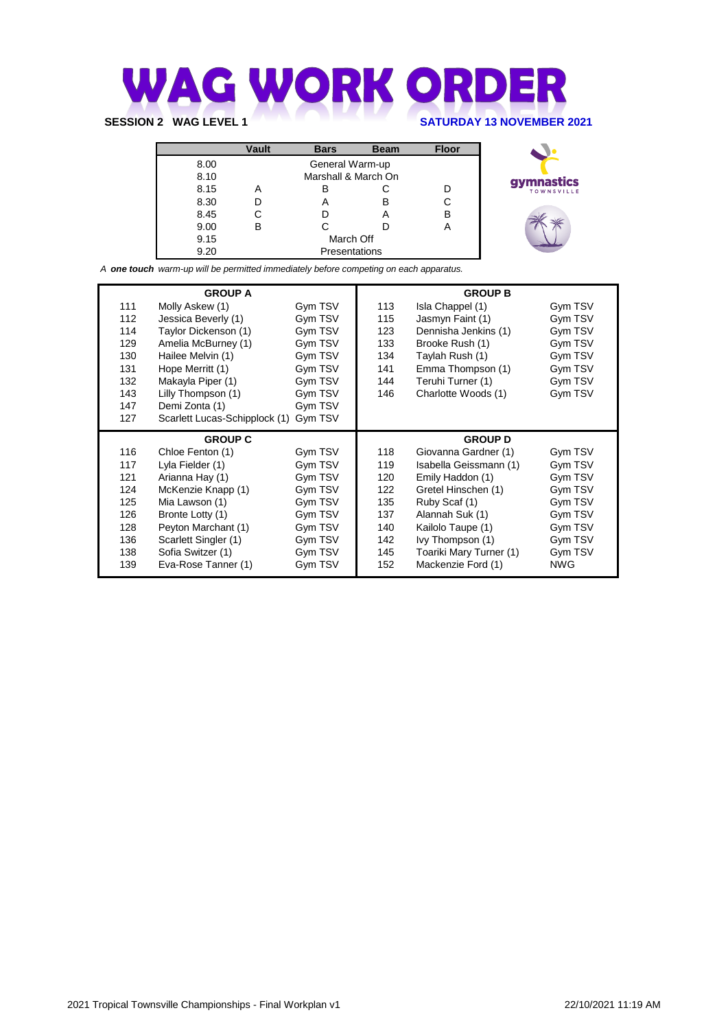# WAG WORK ORDER

**SESSION 2 WAG LEVEL 1** **SATURDAY 13 NOVEMBER 2021**

| | Vault | Bars | Beam | Floor |
|---|---|---|---|---|
| 8.00 | | General Warm-up | | |
| 8.10 | | Marshall & March On | | |
| 8.15 | A | B | C | D |
| 8.30 | D | A | B | C |
| 8.45 | C | D | A | B |
| 9.00 | B | C | D | A |
| 9.15 | | March Off | | |
| 9.20 | | Presentations | | |

*A **one touch** warm-up will be permitted immediately before competing on each apparatus.*

| GROUP A | | | GROUP B | | |
|---|---|---|---|---|---|
| 111 | Molly Askew (1) | Gym TSV | 113 | Isla Chappel (1) | Gym TSV |
| 112 | Jessica Beverly (1) | Gym TSV | 115 | Jasmyn Faint (1) | Gym TSV |
| 114 | Taylor Dickenson (1) | Gym TSV | 123 | Dennisha Jenkins (1) | Gym TSV |
| 129 | Amelia McBurney (1) | Gym TSV | 133 | Brooke Rush (1) | Gym TSV |
| 130 | Hailee Melvin (1) | Gym TSV | 134 | Taylah Rush (1) | Gym TSV |
| 131 | Hope Merritt (1) | Gym TSV | 141 | Emma Thompson (1) | Gym TSV |
| 132 | Makayla Piper (1) | Gym TSV | 144 | Teruhi Turner (1) | Gym TSV |
| 143 | Lilly Thompson (1) | Gym TSV | 146 | Charlotte Woods (1) | Gym TSV |
| 147 | Demi Zonta (1) | Gym TSV | | | |
| 127 | Scarlett Lucas-Schipplock (1) | Gym TSV | | | |

| GROUP C | | | GROUP D | | |
|---|---|---|---|---|---|
| 116 | Chloe Fenton (1) | Gym TSV | 118 | Giovanna Gardner (1) | Gym TSV |
| 117 | Lyla Fielder (1) | Gym TSV | 119 | Isabella Geissmann (1) | Gym TSV |
| 121 | Arianna Hay (1) | Gym TSV | 120 | Emily Haddon (1) | Gym TSV |
| 124 | McKenzie Knapp (1) | Gym TSV | 122 | Gretel Hinschen (1) | Gym TSV |
| 125 | Mia Lawson (1) | Gym TSV | 135 | Ruby Scaf (1) | Gym TSV |
| 126 | Bronte Lotty (1) | Gym TSV | 137 | Alannah Suk (1) | Gym TSV |
| 128 | Peyton Marchant (1) | Gym TSV | 140 | Kailolo Taupe (1) | Gym TSV |
| 136 | Scarlett Singler (1) | Gym TSV | 142 | Ivy Thompson (1) | Gym TSV |
| 138 | Sofia Switzer (1) | Gym TSV | 145 | Toariki Mary Turner (1) | Gym TSV |
| 139 | Eva-Rose Tanner (1) | Gym TSV | 152 | Mackenzie Ford (1) | NWG |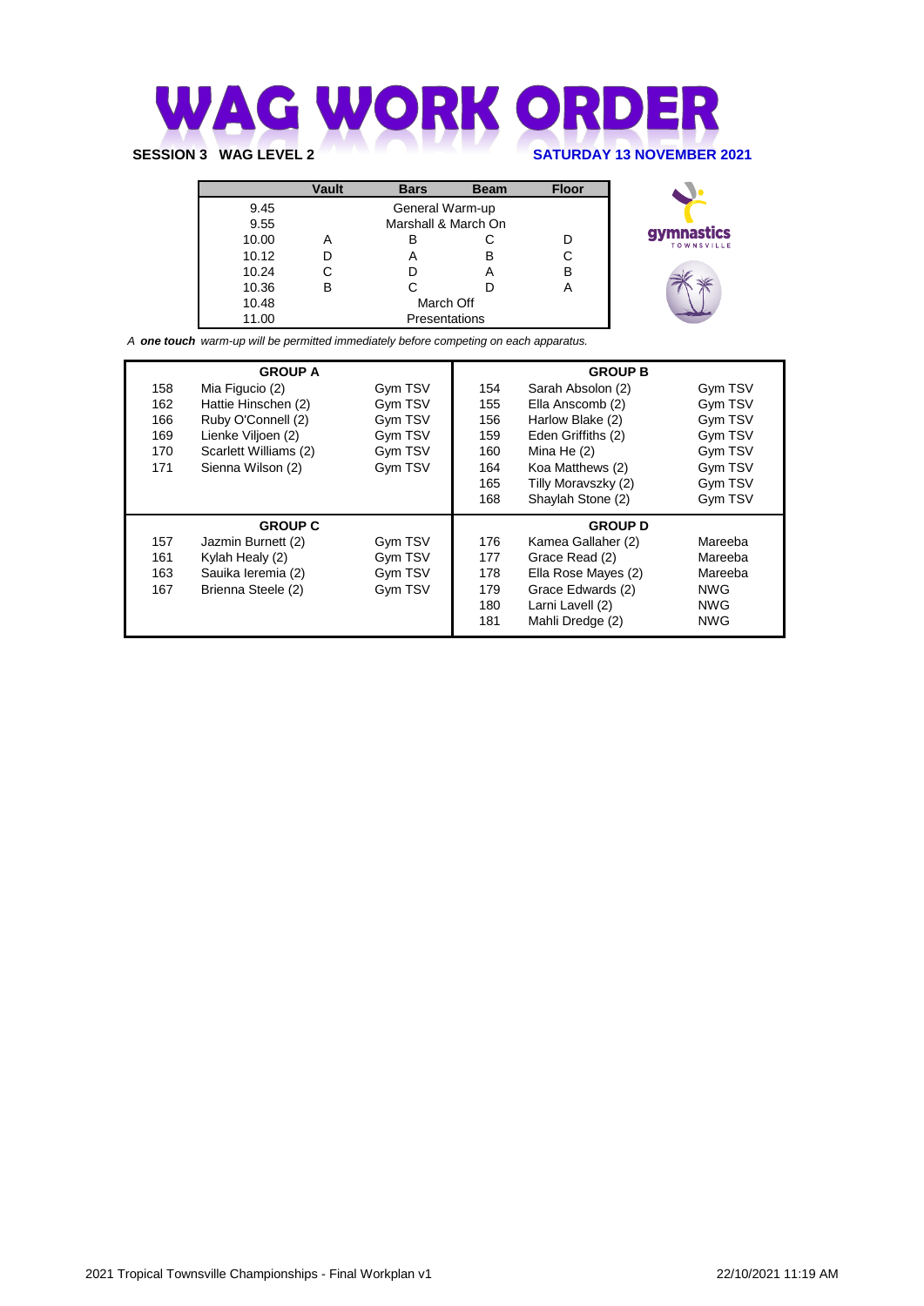# WAG WORK ORDER

**SESSION 3 WAG LEVEL 2** **SATURDAY 13 NOVEMBER 2021**

| | Vault | Bars | Beam | Floor |
|---|---|---|---|---|
| 9.45 | | General Warm-up | | |
| 9.55 | | Marshall & March On | | |
| 10.00 | A | B | C | D |
| 10.12 | D | A | B | C |
| 10.24 | C | D | A | B |
| 10.36 | B | C | D | A |
| 10.48 | | March Off | | |
| 11.00 | | Presentations | | |

*A **one touch** warm-up will be permitted immediately before competing on each apparatus.*

| GROUP A | | | GROUP B | | |
|---|---|---|---|---|---|
| 158 | Mia Figucio (2) | Gym TSV | 154 | Sarah Absolon (2) | Gym TSV |
| 162 | Hattie Hinschen (2) | Gym TSV | 155 | Ella Anscomb (2) | Gym TSV |
| 166 | Ruby O'Connell (2) | Gym TSV | 156 | Harlow Blake (2) | Gym TSV |
| 169 | Lienke Viljoen (2) | Gym TSV | 159 | Eden Griffiths (2) | Gym TSV |
| 170 | Scarlett Williams (2) | Gym TSV | 160 | Mina He (2) | Gym TSV |
| 171 | Sienna Wilson (2) | Gym TSV | 164 | Koa Matthews (2) | Gym TSV |
| | | | 165 | Tilly Moravszky (2) | Gym TSV |
| | | | 168 | Shaylah Stone (2) | Gym TSV |
| **GROUP C** | | | **GROUP D** | | |
| 157 | Jazmin Burnett (2) | Gym TSV | 176 | Kamea Gallaher (2) | Mareeba |
| 161 | Kylah Healy (2) | Gym TSV | 177 | Grace Read (2) | Mareeba |
| 163 | Sauika Ieremia (2) | Gym TSV | 178 | Ella Rose Mayes (2) | Mareeba |
| 167 | Brienna Steele (2) | Gym TSV | 179 | Grace Edwards (2) | NWG |
| | | | 180 | Larni Lavell (2) | NWG |
| | | | 181 | Mahli Dredge (2) | NWG |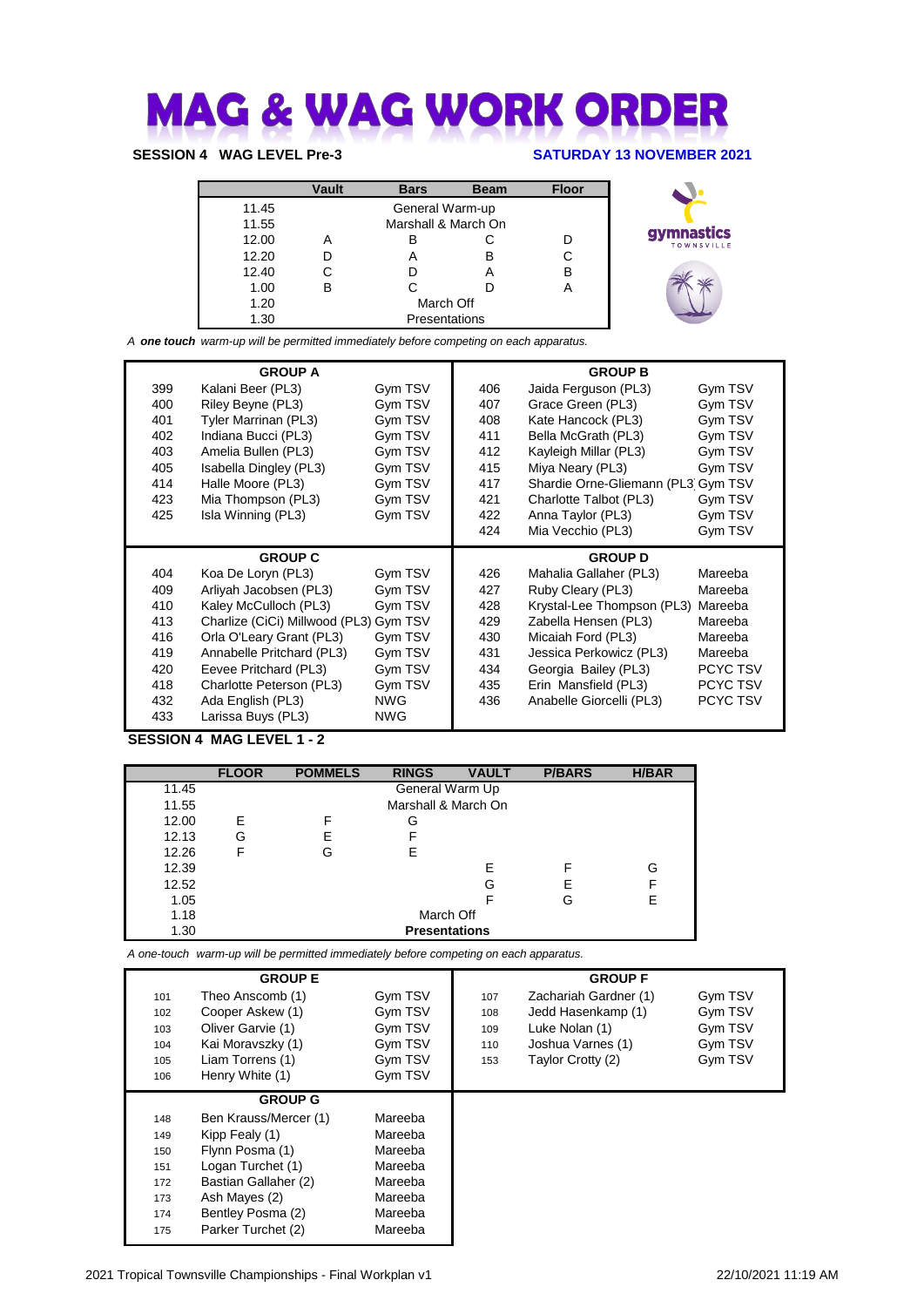# MAG & WAG WORK ORDER

**SESSION 4 WAG LEVEL Pre-3** **SATURDAY 13 NOVEMBER 2021**

| | Vault | Bars | Beam | Floor |
|---|---|---|---|---|
| 11.45 | | General Warm-up | | |
| 11.55 | | Marshall & March On | | |
| 12.00 | A | B | C | D |
| 12.20 | D | A | B | C |
| 12.40 | C | D | A | B |
| 1.00 | B | C | D | A |
| 1.20 | | March Off | | |
| 1.30 | | Presentations | | |

gymnastics TOWNSVILLE

*A **one touch** warm-up will be permitted immediately before competing on each apparatus.*

| GROUP A | | | GROUP B | | |
|---|---|---|---|---|---|
| 399 | Kalani Beer (PL3) | Gym TSV | 406 | Jaida Ferguson (PL3) | Gym TSV |
| 400 | Riley Beyne (PL3) | Gym TSV | 407 | Grace Green (PL3) | Gym TSV |
| 401 | Tyler Marrinan (PL3) | Gym TSV | 408 | Kate Hancock (PL3) | Gym TSV |
| 402 | Indiana Bucci (PL3) | Gym TSV | 411 | Bella McGrath (PL3) | Gym TSV |
| 403 | Amelia Bullen (PL3) | Gym TSV | 412 | Kayleigh Millar (PL3) | Gym TSV |
| 405 | Isabella Dingley (PL3) | Gym TSV | 415 | Miya Neary (PL3) | Gym TSV |
| 414 | Halle Moore (PL3) | Gym TSV | 417 | Shardie Orne-Gliemann (PL3) | Gym TSV |
| 423 | Mia Thompson (PL3) | Gym TSV | 421 | Charlotte Talbot (PL3) | Gym TSV |
| 425 | Isla Winning (PL3) | Gym TSV | 422 | Anna Taylor (PL3) | Gym TSV |
| | | | 424 | Mia Vecchio (PL3) | Gym TSV |

| GROUP C | | | GROUP D | | |
|---|---|---|---|---|---|
| 404 | Koa De Loryn (PL3) | Gym TSV | 426 | Mahalia Gallaher (PL3) | Mareeba |
| 409 | Arliyah Jacobsen (PL3) | Gym TSV | 427 | Ruby Cleary (PL3) | Mareeba |
| 410 | Kaley McCulloch (PL3) | Gym TSV | 428 | Krystal-Lee Thompson (PL3) | Mareeba |
| 413 | Charlize (CiCi) Millwood (PL3) | Gym TSV | 429 | Zabella Hensen (PL3) | Mareeba |
| 416 | Orla O'Leary Grant (PL3) | Gym TSV | 430 | Micaiah Ford (PL3) | Mareeba |
| 419 | Annabelle Pritchard (PL3) | Gym TSV | 431 | Jessica Perkowicz (PL3) | Mareeba |
| 420 | Eevee Pritchard (PL3) | Gym TSV | 434 | Georgia Bailey (PL3) | PCYC TSV |
| 418 | Charlotte Peterson (PL3) | Gym TSV | 435 | Erin Mansfield (PL3) | PCYC TSV |
| 432 | Ada English (PL3) | NWG | 436 | Anabelle Giorcelli (PL3) | PCYC TSV |
| 433 | Larissa Buys (PL3) | NWG | | | |

**SESSION 4 MAG LEVEL 1 - 2**

| | FLOOR | POMMELS | RINGS | VAULT | P/BARS | H/BAR |
|---|---|---|---|---|---|---|
| 11.45 | | | General Warm Up | | | |
| 11.55 | | | Marshall & March On | | | |
| 12.00 | E | F | G | | | |
| 12.13 | G | E | F | | | |
| 12.26 | F | G | E | | | |
| 12.39 | | | | E | F | G |
| 12.52 | | | | G | E | F |
| 1.05 | | | | F | G | E |
| 1.18 | | | March Off | | | |
| 1.30 | | | **Presentations** | | | |

*A one-touch warm-up will be permitted immediately before competing on each apparatus.*

| GROUP E | | | GROUP F | | |
|---|---|---|---|---|---|
| 101 | Theo Anscomb (1) | Gym TSV | 107 | Zachariah Gardner (1) | Gym TSV |
| 102 | Cooper Askew (1) | Gym TSV | 108 | Jedd Hasenkamp (1) | Gym TSV |
| 103 | Oliver Garvie (1) | Gym TSV | 109 | Luke Nolan (1) | Gym TSV |
| 104 | Kai Moravszky (1) | Gym TSV | 110 | Joshua Varnes (1) | Gym TSV |
| 105 | Liam Torrens (1) | Gym TSV | 153 | Taylor Crotty (2) | Gym TSV |
| 106 | Henry White (1) | Gym TSV | | | |

| GROUP G | | |
|---|---|---|
| 148 | Ben Krauss/Mercer (1) | Mareeba |
| 149 | Kipp Fealy (1) | Mareeba |
| 150 | Flynn Posma (1) | Mareeba |
| 151 | Logan Turchet (1) | Mareeba |
| 172 | Bastian Gallaher (2) | Mareeba |
| 173 | Ash Mayes (2) | Mareeba |
| 174 | Bentley Posma (2) | Mareeba |
| 175 | Parker Turchet (2) | Mareeba |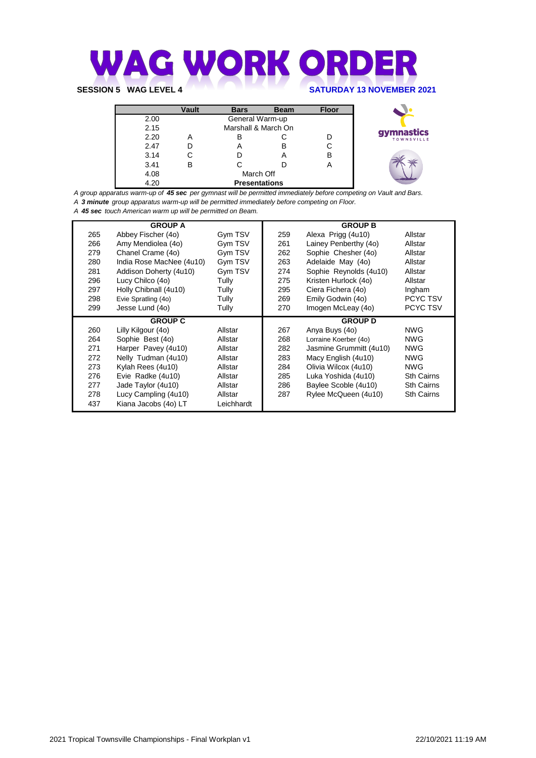# WAG WORK ORDER

**SESSION 5 WAG LEVEL 4** **SATURDAY 13 NOVEMBER 2021**

| | Vault | Bars | Beam | Floor |
|---|---|---|---|---|
| 2.00 | | General Warm-up | | |
| 2.15 | | Marshall & March On | | |
| 2.20 | A | B | C | D |
| 2.47 | D | A | B | C |
| 3.14 | C | D | A | B |
| 3.41 | B | C | D | A |
| 4.08 | | March Off | | |
| 4.20 | | **Presentations** | | |

gymnastics TOWNSVILLE

*A group apparatus warm-up of **45 sec** per gymnast will be permitted immediately before competing on Vault and Bars.*

*A **3 minute** group apparatus warm-up will be permitted immediately before competing on Floor.*

*A **45 sec** touch American warm up will be permitted on Beam.*

| GROUP A | | | GROUP B | | |
|---|---|---|---|---|---|
| 265 | Abbey Fischer (4o) | Gym TSV | 259 | Alexa Prigg (4u10) | Allstar |
| 266 | Amy Mendiolea (4o) | Gym TSV | 261 | Lainey Penberthy (4o) | Allstar |
| 279 | Chanel Crame (4o) | Gym TSV | 262 | Sophie Chesher (4o) | Allstar |
| 280 | India Rose MacNee (4u10) | Gym TSV | 263 | Adelaide May (4o) | Allstar |
| 281 | Addison Doherty (4u10) | Gym TSV | 274 | Sophie Reynolds (4u10) | Allstar |
| 296 | Lucy Chilco (4o) | Tully | 275 | Kristen Hurlock (4o) | Allstar |
| 297 | Holly Chibnall (4u10) | Tully | 295 | Ciera Fichera (4o) | Ingham |
| 298 | Evie Spratling (4o) | Tully | 269 | Emily Godwin (4o) | PCYC TSV |
| 299 | Jesse Lund (4o) | Tully | 270 | Imogen McLeay (4o) | PCYC TSV |
| **GROUP C** | | | **GROUP D** | | |
| 260 | Lilly Kilgour (4o) | Allstar | 267 | Anya Buys (4o) | NWG |
| 264 | Sophie Best (4o) | Allstar | 268 | Lorraine Koerber (4o) | NWG |
| 271 | Harper Pavey (4u10) | Allstar | 282 | Jasmine Grummitt (4u10) | NWG |
| 272 | Nelly Tudman (4u10) | Allstar | 283 | Macy English (4u10) | NWG |
| 273 | Kylah Rees (4u10) | Allstar | 284 | Olivia Wilcox (4u10) | NWG |
| 276 | Evie Radke (4u10) | Allstar | 285 | Luka Yoshida (4u10) | Sth Cairns |
| 277 | Jade Taylor (4u10) | Allstar | 286 | Baylee Scoble (4u10) | Sth Cairns |
| 278 | Lucy Campling (4u10) | Allstar | 287 | Rylee McQueen (4u10) | Sth Cairns |
| 437 | Kiana Jacobs (4o) LT | Leichhardt | | | |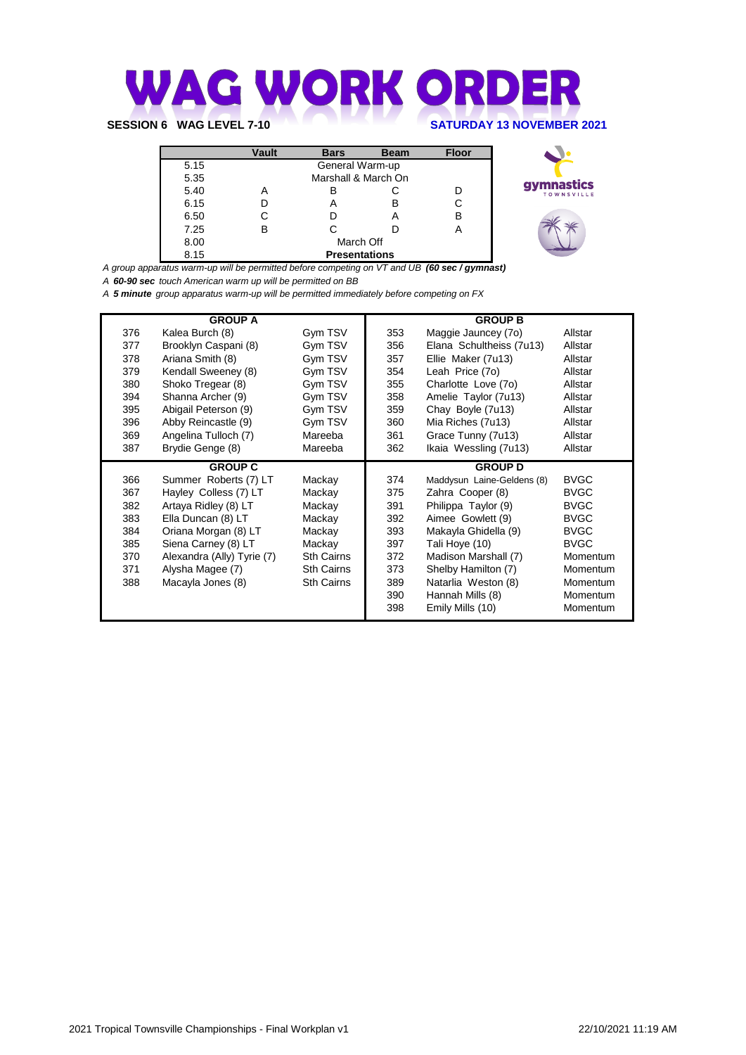# WAG WORK ORDER

**SESSION 6 WAG LEVEL 7-10** **SATURDAY 13 NOVEMBER 2021**

| | Vault | Bars | Beam | Floor |
|---|---|---|---|---|
| 5.15 | | General Warm-up | | |
| 5.35 | | Marshall & March On | | |
| 5.40 | A | B | C | D |
| 6.15 | D | A | B | C |
| 6.50 | C | D | A | B |
| 7.25 | B | C | D | A |
| 8.00 | | March Off | | |
| 8.15 | | **Presentations** | | |

*A group apparatus warm-up will be permitted before competing on VT and UB **(60 sec / gymnast)***

*A **60-90 sec** touch American warm up will be permitted on BB*

*A **5 minute** group apparatus warm-up will be permitted immediately before competing on FX*

| GROUP A | | | GROUP B | | |
|---|---|---|---|---|---|
| 376 | Kalea Burch (8) | Gym TSV | 353 | Maggie Jauncey (7o) | Allstar |
| 377 | Brooklyn Caspani (8) | Gym TSV | 356 | Elana Schultheiss (7u13) | Allstar |
| 378 | Ariana Smith (8) | Gym TSV | 357 | Ellie Maker (7u13) | Allstar |
| 379 | Kendall Sweeney (8) | Gym TSV | 354 | Leah Price (7o) | Allstar |
| 380 | Shoko Tregear (8) | Gym TSV | 355 | Charlotte Love (7o) | Allstar |
| 394 | Shanna Archer (9) | Gym TSV | 358 | Amelie Taylor (7u13) | Allstar |
| 395 | Abigail Peterson (9) | Gym TSV | 359 | Chay Boyle (7u13) | Allstar |
| 396 | Abby Reincastle (9) | Gym TSV | 360 | Mia Riches (7u13) | Allstar |
| 369 | Angelina Tulloch (7) | Mareeba | 361 | Grace Tunny (7u13) | Allstar |
| 387 | Brydie Genge (8) | Mareeba | 362 | Ikaia Wessling (7u13) | Allstar |
| **GROUP C** | | | **GROUP D** | | |
| 366 | Summer Roberts (7) LT | Mackay | 374 | Maddysun Laine-Geldens (8) | BVGC |
| 367 | Hayley Colless (7) LT | Mackay | 375 | Zahra Cooper (8) | BVGC |
| 382 | Artaya Ridley (8) LT | Mackay | 391 | Philippa Taylor (9) | BVGC |
| 383 | Ella Duncan (8) LT | Mackay | 392 | Aimee Gowlett (9) | BVGC |
| 384 | Oriana Morgan (8) LT | Mackay | 393 | Makayla Ghidella (9) | BVGC |
| 385 | Siena Carney (8) LT | Mackay | 397 | Tali Hoye (10) | BVGC |
| 370 | Alexandra (Ally) Tyrie (7) | Sth Cairns | 372 | Madison Marshall (7) | Momentum |
| 371 | Alysha Magee (7) | Sth Cairns | 373 | Shelby Hamilton (7) | Momentum |
| 388 | Macayla Jones (8) | Sth Cairns | 389 | Natarlia Weston (8) | Momentum |
| | | | 390 | Hannah Mills (8) | Momentum |
| | | | 398 | Emily Mills (10) | Momentum |

2021 Tropical Townsville Championships - Final Workplan v1 22/10/2021 11:19 AM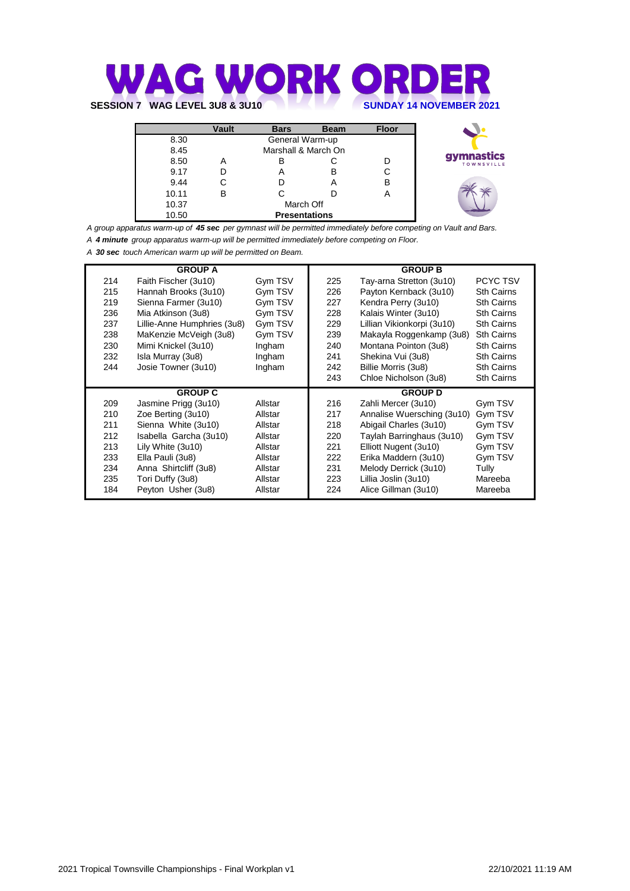# WAG WORK ORDER

**SESSION 7 WAG LEVEL 3U8 & 3U10** **SUNDAY 14 NOVEMBER 2021**

| | Vault | Bars | Beam | Floor |
|---|---|---|---|---|
| 8.30 | | General Warm-up | | |
| 8.45 | | Marshall & March On | | |
| 8.50 | A | B | C | D |
| 9.17 | D | A | B | C |
| 9.44 | C | D | A | B |
| 10.11 | B | C | D | A |
| 10.37 | | March Off | | |
| 10.50 | | **Presentations** | | |

*A group apparatus warm-up of **45 sec** per gymnast will be permitted immediately before competing on Vault and Bars.*

*A **4 minute** group apparatus warm-up will be permitted immediately before competing on Floor.*

*A **30 sec** touch American warm up will be permitted on Beam.*

| **GROUP A** | | | **GROUP B** | | |
|---|---|---|---|---|---|
| 214 | Faith Fischer (3u10) | Gym TSV | 225 | Tay-arna Stretton (3u10) | PCYC TSV |
| 215 | Hannah Brooks (3u10) | Gym TSV | 226 | Payton Kernback (3u10) | Sth Cairns |
| 219 | Sienna Farmer (3u10) | Gym TSV | 227 | Kendra Perry (3u10) | Sth Cairns |
| 236 | Mia Atkinson (3u8) | Gym TSV | 228 | Kalais Winter (3u10) | Sth Cairns |
| 237 | Lillie-Anne Humphries (3u8) | Gym TSV | 229 | Lillian Vikionkorpi (3u10) | Sth Cairns |
| 238 | MaKenzie McVeigh (3u8) | Gym TSV | 239 | Makayla Roggenkamp (3u8) | Sth Cairns |
| 230 | Mimi Knickel (3u10) | Ingham | 240 | Montana Pointon (3u8) | Sth Cairns |
| 232 | Isla Murray (3u8) | Ingham | 241 | Shekina Vui (3u8) | Sth Cairns |
| 244 | Josie Towner (3u10) | Ingham | 242 | Billie Morris (3u8) | Sth Cairns |
| | | | 243 | Chloe Nicholson (3u8) | Sth Cairns |
| **GROUP C** | | | **GROUP D** | | |
| 209 | Jasmine Prigg (3u10) | Allstar | 216 | Zahli Mercer (3u10) | Gym TSV |
| 210 | Zoe Berting (3u10) | Allstar | 217 | Annalise Wuersching (3u10) | Gym TSV |
| 211 | Sienna White (3u10) | Allstar | 218 | Abigail Charles (3u10) | Gym TSV |
| 212 | Isabella Garcha (3u10) | Allstar | 220 | Taylah Barringhaus (3u10) | Gym TSV |
| 213 | Lily White (3u10) | Allstar | 221 | Elliott Nugent (3u10) | Gym TSV |
| 233 | Ella Pauli (3u8) | Allstar | 222 | Erika Maddern (3u10) | Gym TSV |
| 234 | Anna Shirtcliff (3u8) | Allstar | 231 | Melody Derrick (3u10) | Tully |
| 235 | Tori Duffy (3u8) | Allstar | 223 | Lillia Joslin (3u10) | Mareeba |
| 184 | Peyton Usher (3u8) | Allstar | 224 | Alice Gillman (3u10) | Mareeba |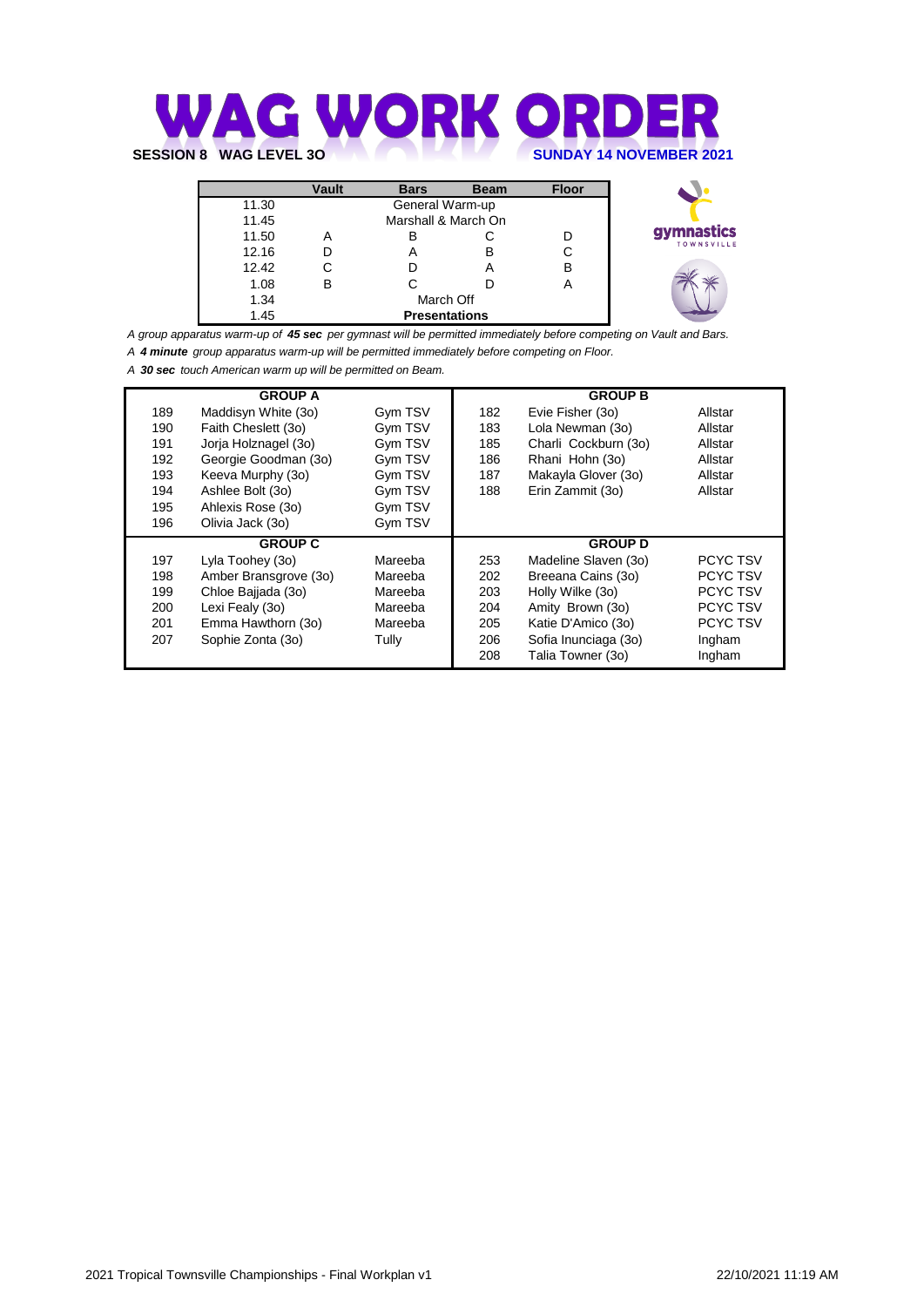# WAG WORK ORDER

**SESSION 8 WAG LEVEL 3O** **SUNDAY 14 NOVEMBER 2021**

| | Vault | Bars | Beam | Floor |
|---|---|---|---|---|
| 11.30 | | General Warm-up | | |
| 11.45 | | Marshall & March On | | |
| 11.50 | A | B | C | D |
| 12.16 | D | A | B | C |
| 12.42 | C | D | A | B |
| 1.08 | B | C | D | A |
| 1.34 | | March Off | | |
| 1.45 | | **Presentations** | | |

gymnastics TOWNSVILLE

*A group apparatus warm-up of **45 sec** per gymnast will be permitted immediately before competing on Vault and Bars.*

*A **4 minute** group apparatus warm-up will be permitted immediately before competing on Floor.*

*A **30 sec** touch American warm up will be permitted on Beam.*

| | GROUP A | | | GROUP B | |
|---|---|---|---|---|---|
| 189 | Maddisyn White (3o) | Gym TSV | 182 | Evie Fisher (3o) | Allstar |
| 190 | Faith Cheslett (3o) | Gym TSV | 183 | Lola Newman (3o) | Allstar |
| 191 | Jorja Holznagel (3o) | Gym TSV | 185 | Charli Cockburn (3o) | Allstar |
| 192 | Georgie Goodman (3o) | Gym TSV | 186 | Rhani Hohn (3o) | Allstar |
| 193 | Keeva Murphy (3o) | Gym TSV | 187 | Makayla Glover (3o) | Allstar |
| 194 | Ashlee Bolt (3o) | Gym TSV | 188 | Erin Zammit (3o) | Allstar |
| 195 | Ahlexis Rose (3o) | Gym TSV | | | |
| 196 | Olivia Jack (3o) | Gym TSV | | | |
| | **GROUP C** | | | **GROUP D** | |
| 197 | Lyla Toohey (3o) | Mareeba | 253 | Madeline Slaven (3o) | PCYC TSV |
| 198 | Amber Bransgrove (3o) | Mareeba | 202 | Breeana Cains (3o) | PCYC TSV |
| 199 | Chloe Bajjada (3o) | Mareeba | 203 | Holly Wilke (3o) | PCYC TSV |
| 200 | Lexi Fealy (3o) | Mareeba | 204 | Amity Brown (3o) | PCYC TSV |
| 201 | Emma Hawthorn (3o) | Mareeba | 205 | Katie D'Amico (3o) | PCYC TSV |
| 207 | Sophie Zonta (3o) | Tully | 206 | Sofia Inunciaga (3o) | Ingham |
| | | | 208 | Talia Towner (3o) | Ingham |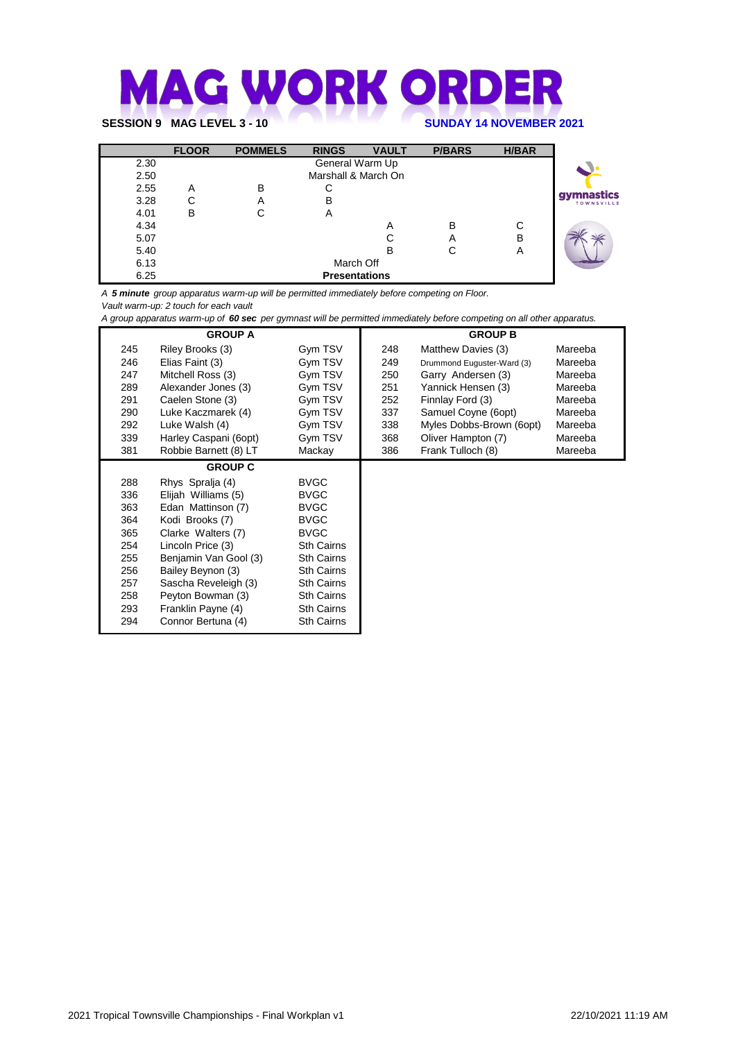# MAG WORK ORDER

**SESSION 9 MAG LEVEL 3 - 10** **SUNDAY 14 NOVEMBER 2021**

| | FLOOR | POMMELS | RINGS | VAULT | P/BARS | H/BAR |
|---|---|---|---|---|---|---|
| 2.30 | | | General Warm Up | | | |
| 2.50 | | | Marshall & March On | | | |
| 2.55 | A | B | C | | | |
| 3.28 | C | A | B | | | |
| 4.01 | B | C | A | | | |
| 4.34 | | | | A | B | C |
| 5.07 | | | | C | A | B |
| 5.40 | | | | B | C | A |
| 6.13 | | | March Off | | | |
| 6.25 | | | **Presentations** | | | |

*A **5 minute** group apparatus warm-up will be permitted immediately before competing on Floor.*

*Vault warm-up: 2 touch for each vault*

*A group apparatus warm-up of **60 sec** per gymnast will be permitted immediately before competing on all other apparatus.*

| GROUP A | | | GROUP B | | |
|---|---|---|---|---|---|
| 245 | Riley Brooks (3) | Gym TSV | 248 | Matthew Davies (3) | Mareeba |
| 246 | Elias Faint (3) | Gym TSV | 249 | Drummond Euguster-Ward (3) | Mareeba |
| 247 | Mitchell Ross (3) | Gym TSV | 250 | Garry Andersen (3) | Mareeba |
| 289 | Alexander Jones (3) | Gym TSV | 251 | Yannick Hensen (3) | Mareeba |
| 291 | Caelen Stone (3) | Gym TSV | 252 | Finnlay Ford (3) | Mareeba |
| 290 | Luke Kaczmarek (4) | Gym TSV | 337 | Samuel Coyne (6opt) | Mareeba |
| 292 | Luke Walsh (4) | Gym TSV | 338 | Myles Dobbs-Brown (6opt) | Mareeba |
| 339 | Harley Caspani (6opt) | Gym TSV | 368 | Oliver Hampton (7) | Mareeba |
| 381 | Robbie Barnett (8) LT | Mackay | 386 | Frank Tulloch (8) | Mareeba |

| GROUP C | | |
|---|---|---|
| 288 | Rhys Spralja (4) | BVGC |
| 336 | Elijah Williams (5) | BVGC |
| 363 | Edan Mattinson (7) | BVGC |
| 364 | Kodi Brooks (7) | BVGC |
| 365 | Clarke Walters (7) | BVGC |
| 254 | Lincoln Price (3) | Sth Cairns |
| 255 | Benjamin Van Gool (3) | Sth Cairns |
| 256 | Bailey Beynon (3) | Sth Cairns |
| 257 | Sascha Reveleigh (3) | Sth Cairns |
| 258 | Peyton Bowman (3) | Sth Cairns |
| 293 | Franklin Payne (4) | Sth Cairns |
| 294 | Connor Bertuna (4) | Sth Cairns |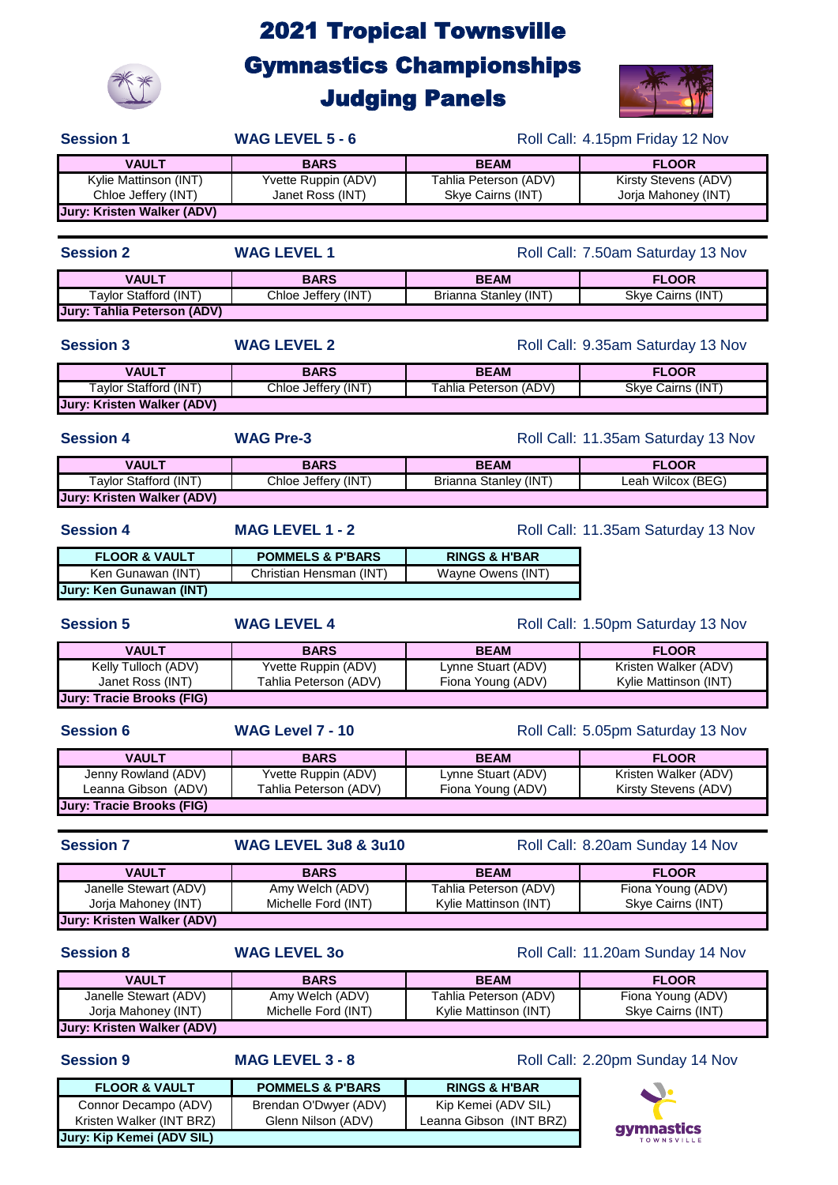# 2021 Tropical Townsville Gymnastics Championships Judging Panels

**Session 1** — **WAG LEVEL 5 - 6** — Roll Call: 4.15pm Friday 12 Nov

| VAULT | BARS | BEAM | FLOOR |
|---|---|---|---|
| Kylie Mattinson (INT) | Yvette Ruppin (ADV) | Tahlia Peterson (ADV) | Kirsty Stevens (ADV) |
| Chloe Jeffery (INT) | Janet Ross (INT) | Skye Cairns (INT) | Jorja Mahoney (INT) |
| **Jury: Kristen Walker (ADV)** | | | |

**Session 2** — **WAG LEVEL 1** — Roll Call: 7.50am Saturday 13 Nov

| VAULT | BARS | BEAM | FLOOR |
|---|---|---|---|
| Taylor Stafford (INT) | Chloe Jeffery (INT) | Brianna Stanley (INT) | Skye Cairns (INT) |
| **Jury: Tahlia Peterson (ADV)** | | | |

**Session 3** — **WAG LEVEL 2** — Roll Call: 9.35am Saturday 13 Nov

| VAULT | BARS | BEAM | FLOOR |
|---|---|---|---|
| Taylor Stafford (INT) | Chloe Jeffery (INT) | Tahlia Peterson (ADV) | Skye Cairns (INT) |
| **Jury: Kristen Walker (ADV)** | | | |

**Session 4** — **WAG Pre-3** — Roll Call: 11.35am Saturday 13 Nov

| VAULT | BARS | BEAM | FLOOR |
|---|---|---|---|
| Taylor Stafford (INT) | Chloe Jeffery (INT) | Brianna Stanley (INT) | Leah Wilcox (BEG) |
| **Jury: Kristen Walker (ADV)** | | | |

**Session 4** — **MAG LEVEL 1 - 2** — Roll Call: 11.35am Saturday 13 Nov

| FLOOR & VAULT | POMMELS & P'BARS | RINGS & H'BAR |
|---|---|---|
| Ken Gunawan (INT) | Christian Hensman (INT) | Wayne Owens (INT) |
| **Jury: Ken Gunawan (INT)** | | |

**Session 5** — **WAG LEVEL 4** — Roll Call: 1.50pm Saturday 13 Nov

| VAULT | BARS | BEAM | FLOOR |
|---|---|---|---|
| Kelly Tulloch (ADV) | Yvette Ruppin (ADV) | Lynne Stuart (ADV) | Kristen Walker (ADV) |
| Janet Ross (INT) | Tahlia Peterson (ADV) | Fiona Young (ADV) | Kylie Mattinson (INT) |
| **Jury: Tracie Brooks (FIG)** | | | |

**Session 6** — **WAG Level 7 - 10** — Roll Call: 5.05pm Saturday 13 Nov

| VAULT | BARS | BEAM | FLOOR |
|---|---|---|---|
| Jenny Rowland (ADV) | Yvette Ruppin (ADV) | Lynne Stuart (ADV) | Kristen Walker (ADV) |
| Leanna Gibson (ADV) | Tahlia Peterson (ADV) | Fiona Young (ADV) | Kirsty Stevens (ADV) |
| **Jury: Tracie Brooks (FIG)** | | | |

**Session 7** — **WAG LEVEL 3u8 & 3u10** — Roll Call: 8.20am Sunday 14 Nov

| VAULT | BARS | BEAM | FLOOR |
|---|---|---|---|
| Janelle Stewart (ADV) | Amy Welch (ADV) | Tahlia Peterson (ADV) | Fiona Young (ADV) |
| Jorja Mahoney (INT) | Michelle Ford (INT) | Kylie Mattinson (INT) | Skye Cairns (INT) |
| **Jury: Kristen Walker (ADV)** | | | |

**Session 8** — **WAG LEVEL 3o** — Roll Call: 11.20am Sunday 14 Nov

| VAULT | BARS | BEAM | FLOOR |
|---|---|---|---|
| Janelle Stewart (ADV) | Amy Welch (ADV) | Tahlia Peterson (ADV) | Fiona Young (ADV) |
| Jorja Mahoney (INT) | Michelle Ford (INT) | Kylie Mattinson (INT) | Skye Cairns (INT) |
| **Jury: Kristen Walker (ADV)** | | | |

**Session 9** — **MAG LEVEL 3 - 8** — Roll Call: 2.20pm Sunday 14 Nov

| FLOOR & VAULT | POMMELS & P'BARS | RINGS & H'BAR |
|---|---|---|
| Connor Decampo (ADV) | Brendan O'Dwyer (ADV) | Kip Kemei (ADV SIL) |
| Kristen Walker (INT BRZ) | Glenn Nilson (ADV) | Leanna Gibson (INT BRZ) |
| **Jury: Kip Kemei (ADV SIL)** | | |

gymnastics TOWNSVILLE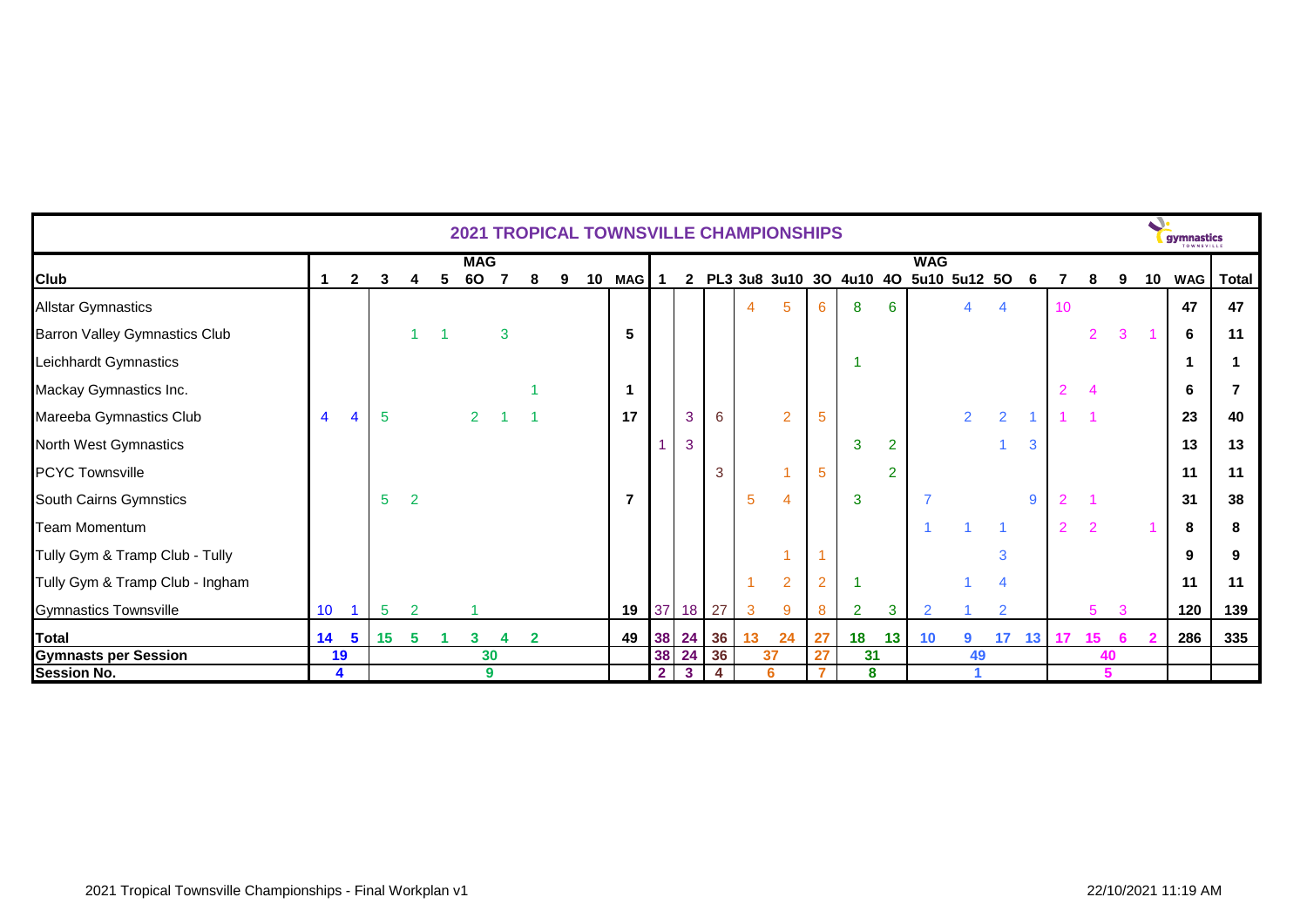## 2021 TROPICAL TOWNSVILLE CHAMPIONSHIPS

| Club | MAG | | | | | | | | | | | WAG | | | | | | | | | | | | | | | | | |
|---|---|---|---|---|---|---|---|---|---|---|---|---|---|---|---|---|---|---|---|---|---|---|---|---|---|---|---|---|---|
| | 1 | 2 | 3 | 4 | 5 | 6O | 7 | 8 | 9 | 10 | MAG | 1 | 2 | PL3 | 3u8 | 3u10 | 3O | 4u10 | 4O | 5u10 | 5u12 | 5O | 6 | 7 | 8 | 9 | 10 | WAG | Total |
| Allstar Gymnastics | | | | | | | | | | | | | | | 4 | 5 | 6 | 8 | 6 | | 4 | 4 | | 10 | | | | 47 | 47 |
| Barron Valley Gymnastics Club | | | | 1 | 1 | | 3 | | | | 5 | | | | | | | | | | | | | | 2 | 3 | 1 | 6 | 11 |
| Leichhardt Gymnastics | | | | | | | | | | | | | | | | | | 1 | | | | | | | | | | 1 | 1 |
| Mackay Gymnastics Inc. | | | | | | | | 1 | | | 1 | | | | | | | | | | | | | 2 | 4 | | | 6 | 7 |
| Mareeba Gymnastics Club | 4 | 4 | 5 | | | 2 | 1 | 1 | | | 17 | | 3 | 6 | | 2 | 5 | | | | 2 | 2 | 1 | 1 | 1 | | | 23 | 40 |
| North West Gymnastics | | | | | | | | | | | | 1 | 3 | | | | | 3 | 2 | | | 1 | 3 | | | | | 13 | 13 |
| PCYC Townsville | | | | | | | | | | | | | | 3 | | 1 | 5 | | 2 | | | | | | | | | 11 | 11 |
| South Cairns Gymnstics | | | 5 | 2 | | | | | | | 7 | | | | 5 | 4 | | 3 | | 7 | | | 9 | 2 | 1 | | | 31 | 38 |
| Team Momentum | | | | | | | | | | | | | | | | | | | | 1 | 1 | 1 | | 2 | 2 | | 1 | 8 | 8 |
| Tully Gym & Tramp Club - Tully | | | | | | | | | | | | | | | | 1 | 1 | | | | | 3 | | | | | | 9 | 9 |
| Tully Gym & Tramp Club - Ingham | | | | | | | | | | | | | | | 1 | 2 | 2 | 1 | | | 1 | 4 | | | | | | 11 | 11 |
| Gymnastics Townsville | 10 | 1 | 5 | 2 | | 1 | | | | | 19 | 37 | 18 | 27 | 3 | 9 | 8 | 2 | 3 | 2 | 1 | 2 | | | 5 | 3 | | 120 | 139 |
| **Total** | **14** | **5** | **15** | **5** | **1** | **3** | **4** | **2** | | | **49** | **38** | **24** | **36** | **13** | **24** | **27** | **18** | **13** | **10** | **9** | **17** | **13** | **17** | **15** | **6** | **2** | **286** | **335** |
| **Gymnasts per Session** | **19** | | **30** | | | | | | | | | **38** | **24** | **36** | **37** | | **27** | **31** | | **49** | | | | **40** | | | | | |
| **Session No.** | **4** | | **9** | | | | | | | | | **2** | **3** | **4** | **6** | | **7** | **8** | | **1** | | | | **5** | | | | | |